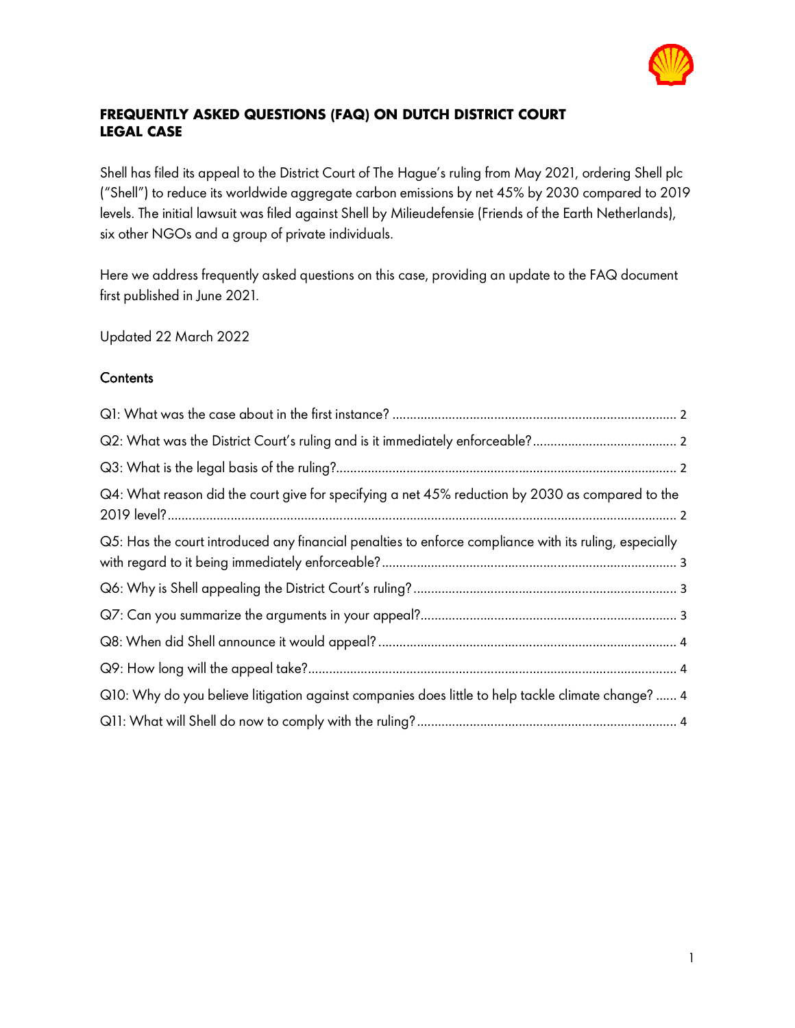# FREQUENTLY ASKED QUESTIONS (FAQ) ON DUTCH DISTRICT COURT LEGAL CASE

Shell has filed its appeal to the District Court of The Hague's ruling from May 2021, ordering Shell plc ("Shell") to reduce its worldwide aggregate carbon emissions by net 45% by 2030 compared to 2019 levels. The initial lawsuit was filed against Shell by Milieudefensie (Friends of the Earth Netherlands), six other NGOs and a group of private individuals.

Here we address frequently asked questions on this case, providing an update to the FAQ document first published in June 2021.

Updated 22 March 2022

## Contents

Q1: What was the case about in the first instance? ..... 2

Q2: What was the District Court's ruling and is it immediately enforceable? ..... 2

Q3: What is the legal basis of the ruling? ..... 2

Q4: What reason did the court give for specifying a net 45% reduction by 2030 as compared to the 2019 level? ..... 2

Q5: Has the court introduced any financial penalties to enforce compliance with its ruling, especially with regard to it being immediately enforceable? ..... 3

Q6: Why is Shell appealing the District Court's ruling? ..... 3

Q7: Can you summarize the arguments in your appeal? ..... 3

Q8: When did Shell announce it would appeal? ..... 4

Q9: How long will the appeal take? ..... 4

Q10: Why do you believe litigation against companies does little to help tackle climate change? ..... 4

Q11: What will Shell do now to comply with the ruling? ..... 4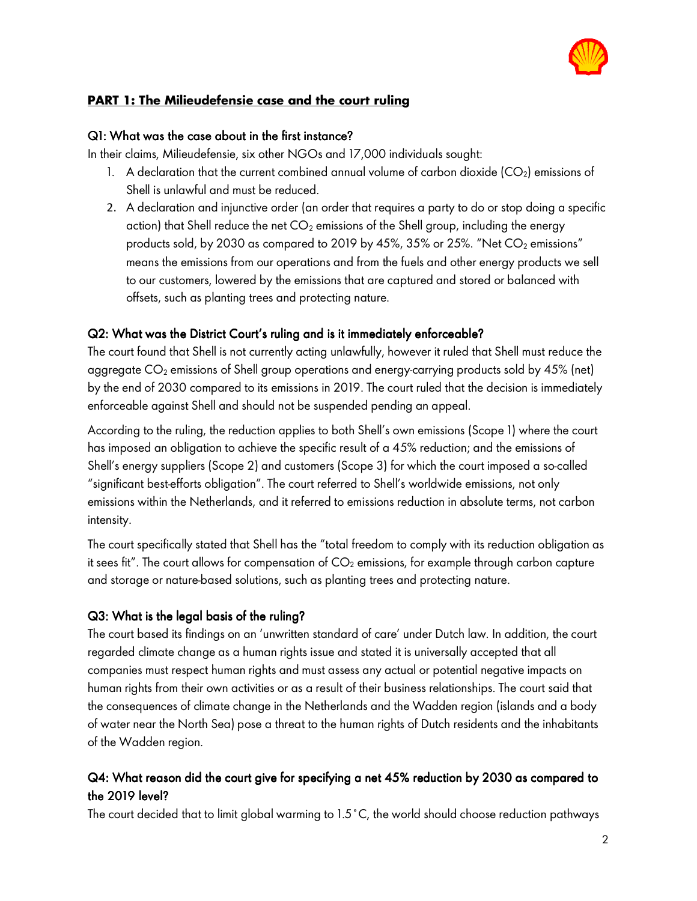## **PART 1: The Milieudefensie case and the court ruling**

### Q1: What was the case about in the first instance?

In their claims, Milieudefensie, six other NGOs and 17,000 individuals sought:

1. A declaration that the current combined annual volume of carbon dioxide ($CO_2$) emissions of Shell is unlawful and must be reduced.
2. A declaration and injunctive order (an order that requires a party to do or stop doing a specific action) that Shell reduce the net $CO_2$ emissions of the Shell group, including the energy products sold, by 2030 as compared to 2019 by 45%, 35% or 25%. "Net $CO_2$ emissions" means the emissions from our operations and from the fuels and other energy products we sell to our customers, lowered by the emissions that are captured and stored or balanced with offsets, such as planting trees and protecting nature.

### Q2: What was the District Court's ruling and is it immediately enforceable?

The court found that Shell is not currently acting unlawfully, however it ruled that Shell must reduce the aggregate $CO_2$ emissions of Shell group operations and energy-carrying products sold by 45% (net) by the end of 2030 compared to its emissions in 2019. The court ruled that the decision is immediately enforceable against Shell and should not be suspended pending an appeal.

According to the ruling, the reduction applies to both Shell's own emissions (Scope 1) where the court has imposed an obligation to achieve the specific result of a 45% reduction; and the emissions of Shell's energy suppliers (Scope 2) and customers (Scope 3) for which the court imposed a so-called "significant best-efforts obligation". The court referred to Shell's worldwide emissions, not only emissions within the Netherlands, and it referred to emissions reduction in absolute terms, not carbon intensity.

The court specifically stated that Shell has the "total freedom to comply with its reduction obligation as it sees fit". The court allows for compensation of $CO_2$ emissions, for example through carbon capture and storage or nature-based solutions, such as planting trees and protecting nature.

### Q3: What is the legal basis of the ruling?

The court based its findings on an 'unwritten standard of care' under Dutch law. In addition, the court regarded climate change as a human rights issue and stated it is universally accepted that all companies must respect human rights and must assess any actual or potential negative impacts on human rights from their own activities or as a result of their business relationships. The court said that the consequences of climate change in the Netherlands and the Wadden region (islands and a body of water near the North Sea) pose a threat to the human rights of Dutch residents and the inhabitants of the Wadden region.

### Q4: What reason did the court give for specifying a net 45% reduction by 2030 as compared to the 2019 level?

The court decided that to limit global warming to 1.5°C, the world should choose reduction pathways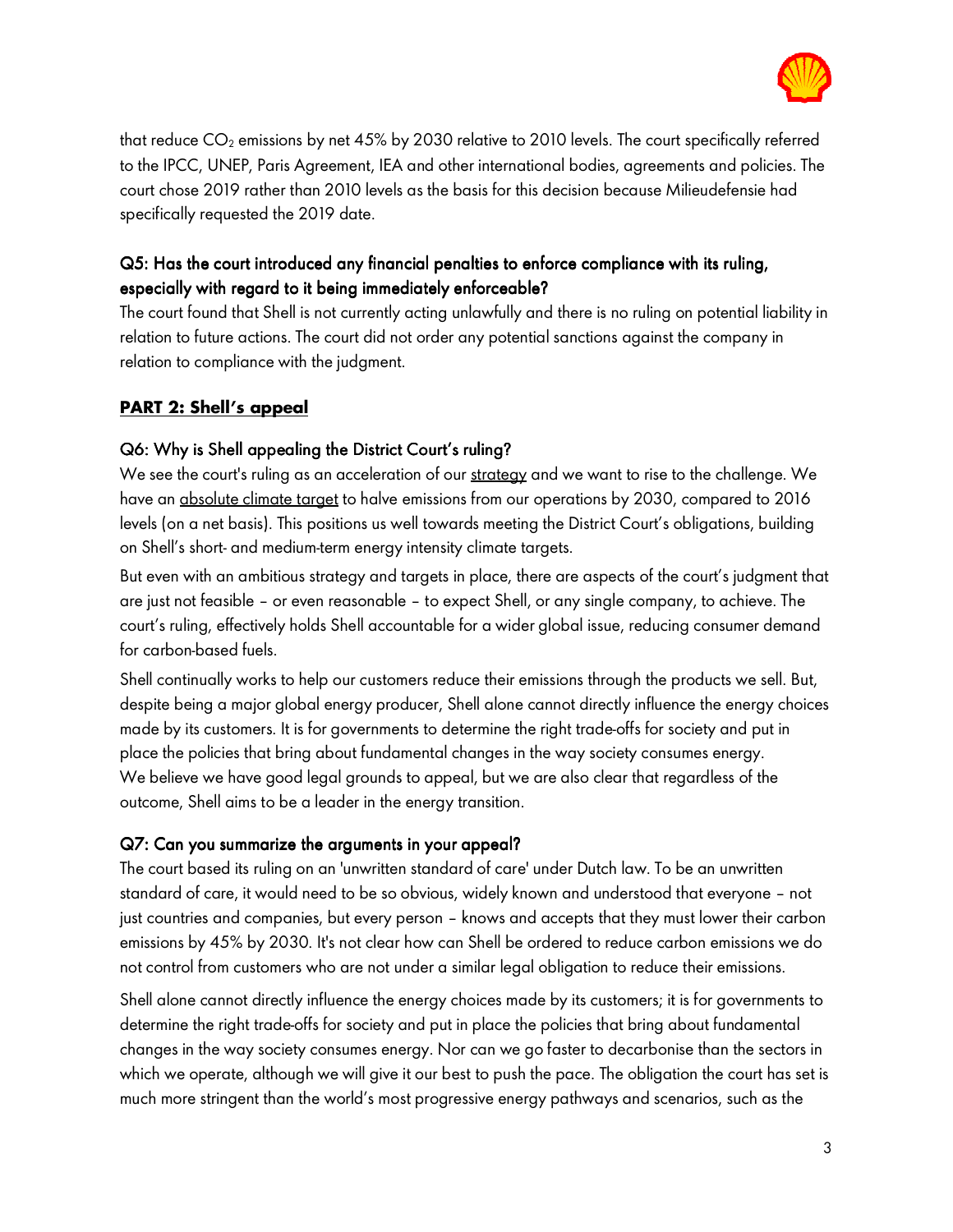that reduce $CO_2$ emissions by net 45% by 2030 relative to 2010 levels. The court specifically referred to the IPCC, UNEP, Paris Agreement, IEA and other international bodies, agreements and policies. The court chose 2019 rather than 2010 levels as the basis for this decision because Milieudefensie had specifically requested the 2019 date.

### Q5: Has the court introduced any financial penalties to enforce compliance with its ruling, especially with regard to it being immediately enforceable?

The court found that Shell is not currently acting unlawfully and there is no ruling on potential liability in relation to future actions. The court did not order any potential sanctions against the company in relation to compliance with the judgment.

## PART 2: Shell's appeal

### Q6: Why is Shell appealing the District Court's ruling?

We see the court's ruling as an acceleration of our strategy and we want to rise to the challenge. We have an absolute climate target to halve emissions from our operations by 2030, compared to 2016 levels (on a net basis). This positions us well towards meeting the District Court's obligations, building on Shell's short- and medium-term energy intensity climate targets.

But even with an ambitious strategy and targets in place, there are aspects of the court's judgment that are just not feasible – or even reasonable – to expect Shell, or any single company, to achieve. The court's ruling, effectively holds Shell accountable for a wider global issue, reducing consumer demand for carbon-based fuels.

Shell continually works to help our customers reduce their emissions through the products we sell. But, despite being a major global energy producer, Shell alone cannot directly influence the energy choices made by its customers. It is for governments to determine the right trade-offs for society and put in place the policies that bring about fundamental changes in the way society consumes energy.
We believe we have good legal grounds to appeal, but we are also clear that regardless of the outcome, Shell aims to be a leader in the energy transition.

### Q7: Can you summarize the arguments in your appeal?

The court based its ruling on an 'unwritten standard of care' under Dutch law. To be an unwritten standard of care, it would need to be so obvious, widely known and understood that everyone – not just countries and companies, but every person – knows and accepts that they must lower their carbon emissions by 45% by 2030. It's not clear how can Shell be ordered to reduce carbon emissions we do not control from customers who are not under a similar legal obligation to reduce their emissions.

Shell alone cannot directly influence the energy choices made by its customers; it is for governments to determine the right trade-offs for society and put in place the policies that bring about fundamental changes in the way society consumes energy. Nor can we go faster to decarbonise than the sectors in which we operate, although we will give it our best to push the pace. The obligation the court has set is much more stringent than the world's most progressive energy pathways and scenarios, such as the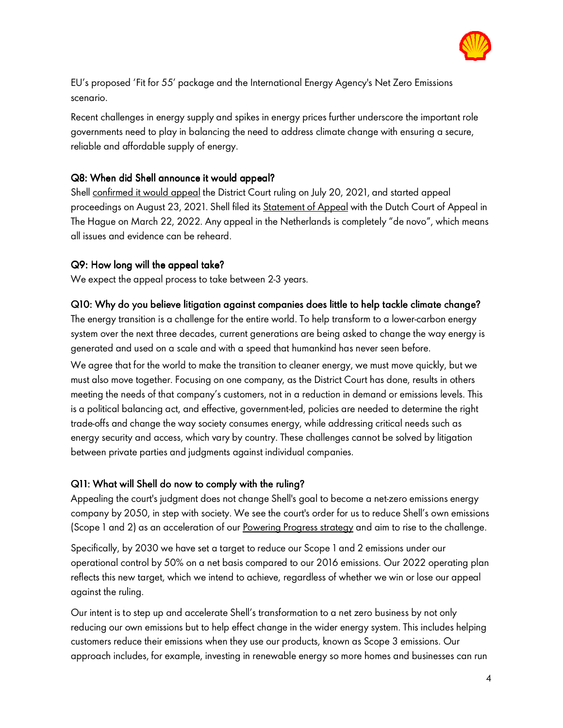EU's proposed 'Fit for 55' package and the International Energy Agency's Net Zero Emissions scenario.

Recent challenges in energy supply and spikes in energy prices further underscore the important role governments need to play in balancing the need to address climate change with ensuring a secure, reliable and affordable supply of energy.

## Q8: When did Shell announce it would appeal?

Shell confirmed it would appeal the District Court ruling on July 20, 2021, and started appeal proceedings on August 23, 2021. Shell filed its Statement of Appeal with the Dutch Court of Appeal in The Hague on March 22, 2022. Any appeal in the Netherlands is completely "de novo", which means all issues and evidence can be reheard.

## Q9: How long will the appeal take?

We expect the appeal process to take between 2-3 years.

## Q10: Why do you believe litigation against companies does little to help tackle climate change?

The energy transition is a challenge for the entire world. To help transform to a lower-carbon energy system over the next three decades, current generations are being asked to change the way energy is generated and used on a scale and with a speed that humankind has never seen before.

We agree that for the world to make the transition to cleaner energy, we must move quickly, but we must also move together. Focusing on one company, as the District Court has done, results in others meeting the needs of that company's customers, not in a reduction in demand or emissions levels. This is a political balancing act, and effective, government-led, policies are needed to determine the right trade-offs and change the way society consumes energy, while addressing critical needs such as energy security and access, which vary by country. These challenges cannot be solved by litigation between private parties and judgments against individual companies.

## Q11: What will Shell do now to comply with the ruling?

Appealing the court's judgment does not change Shell's goal to become a net-zero emissions energy company by 2050, in step with society. We see the court's order for us to reduce Shell's own emissions (Scope 1 and 2) as an acceleration of our Powering Progress strategy and aim to rise to the challenge.

Specifically, by 2030 we have set a target to reduce our Scope 1 and 2 emissions under our operational control by 50% on a net basis compared to our 2016 emissions. Our 2022 operating plan reflects this new target, which we intend to achieve, regardless of whether we win or lose our appeal against the ruling.

Our intent is to step up and accelerate Shell's transformation to a net zero business by not only reducing our own emissions but to help effect change in the wider energy system. This includes helping customers reduce their emissions when they use our products, known as Scope 3 emissions. Our approach includes, for example, investing in renewable energy so more homes and businesses can run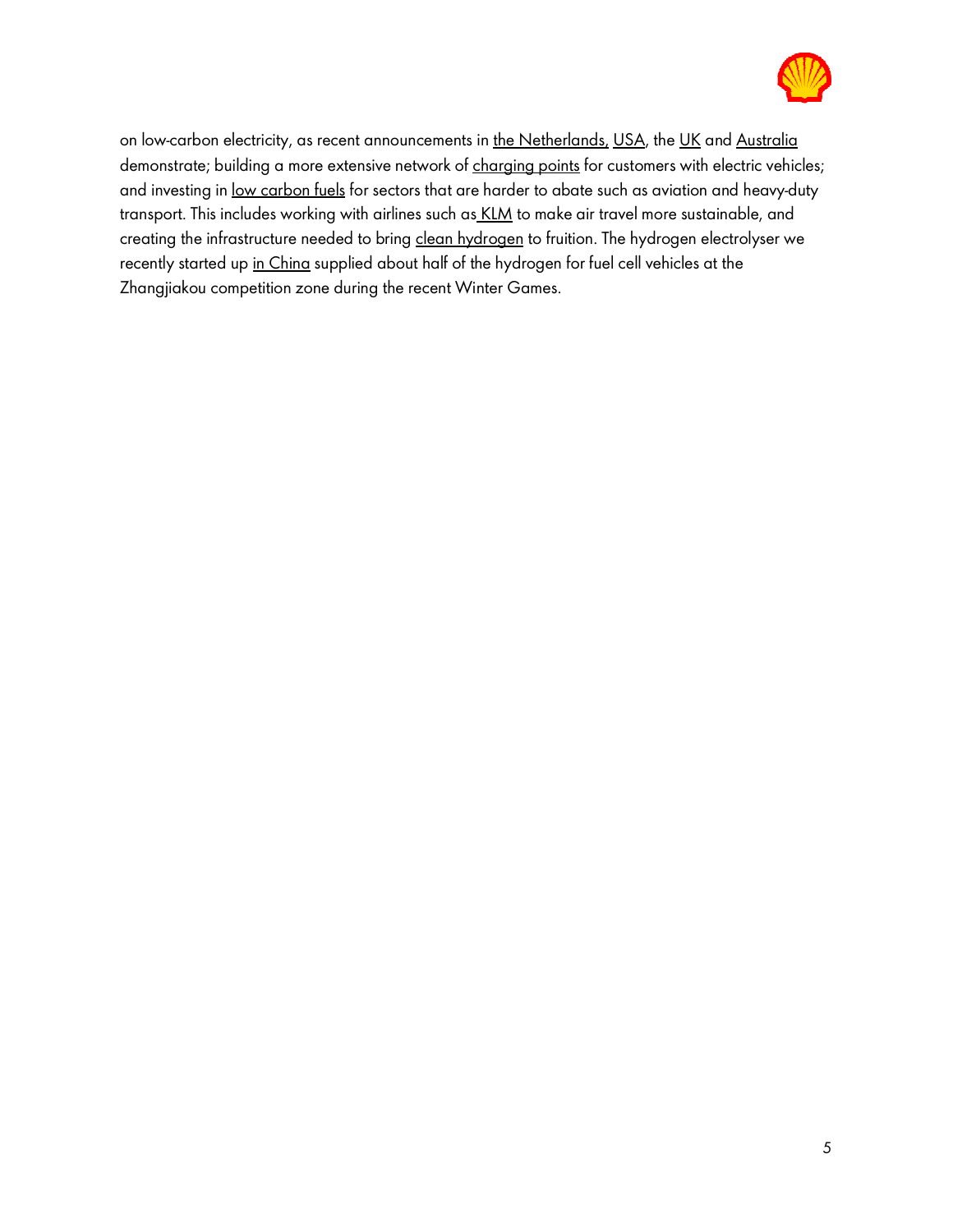on low-carbon electricity, as recent announcements in the Netherlands, USA, the UK and Australia demonstrate; building a more extensive network of charging points for customers with electric vehicles; and investing in low carbon fuels for sectors that are harder to abate such as aviation and heavy-duty transport. This includes working with airlines such as KLM to make air travel more sustainable, and creating the infrastructure needed to bring clean hydrogen to fruition. The hydrogen electrolyser we recently started up in China supplied about half of the hydrogen for fuel cell vehicles at the Zhangjiakou competition zone during the recent Winter Games.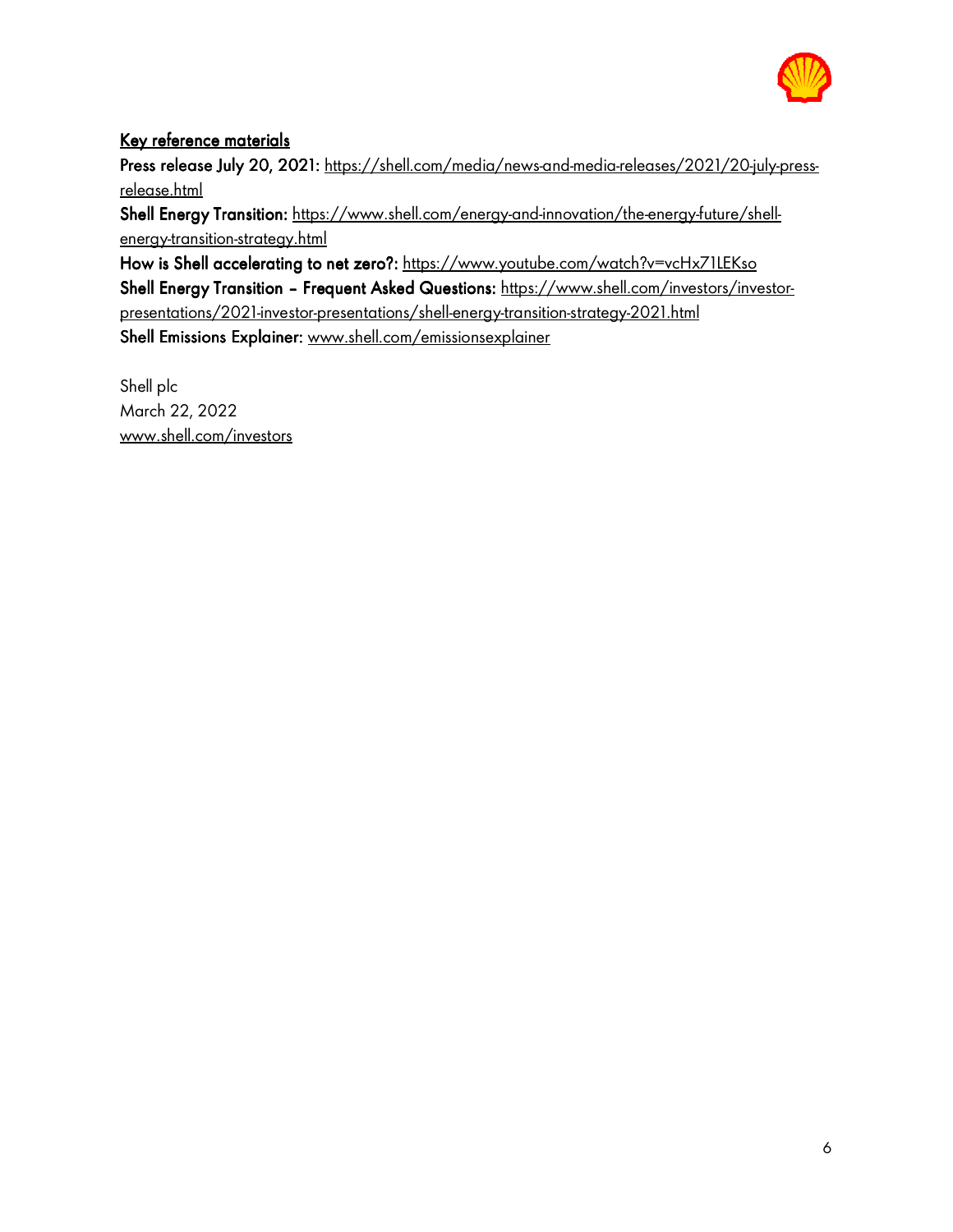**Key reference materials**

**Press release July 20, 2021:** https://shell.com/media/news-and-media-releases/2021/20-july-press-release.html

**Shell Energy Transition:** https://www.shell.com/energy-and-innovation/the-energy-future/shell-energy-transition-strategy.html

**How is Shell accelerating to net zero?:** https://www.youtube.com/watch?v=vcHx71LEKso

**Shell Energy Transition – Frequent Asked Questions:** https://www.shell.com/investors/investor-presentations/2021-investor-presentations/shell-energy-transition-strategy-2021.html

**Shell Emissions Explainer:** www.shell.com/emissionsexplainer

Shell plc
March 22, 2022
www.shell.com/investors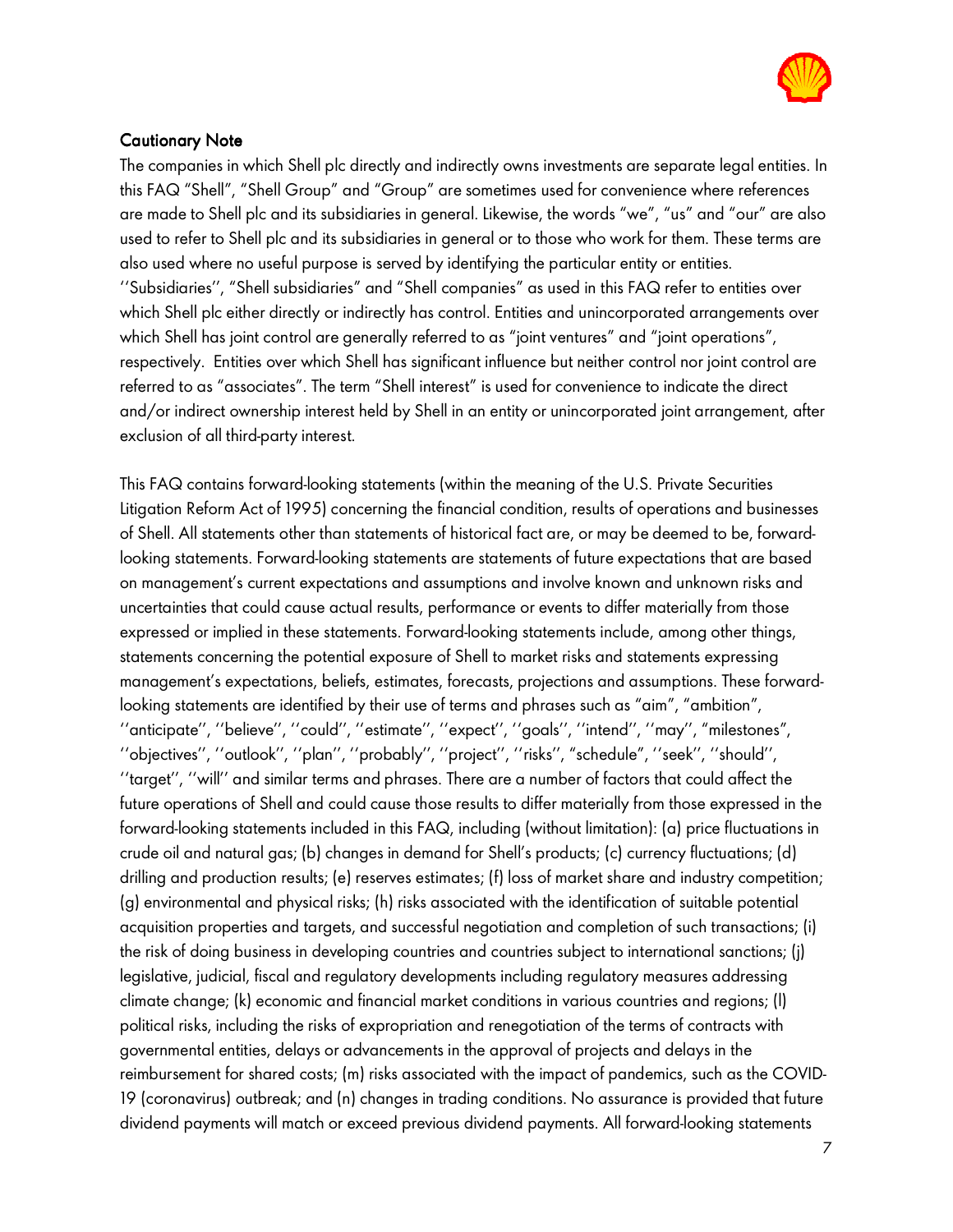**Cautionary Note**

The companies in which Shell plc directly and indirectly owns investments are separate legal entities. In this FAQ "Shell", "Shell Group" and "Group" are sometimes used for convenience where references are made to Shell plc and its subsidiaries in general. Likewise, the words "we", "us" and "our" are also used to refer to Shell plc and its subsidiaries in general or to those who work for them. These terms are also used where no useful purpose is served by identifying the particular entity or entities. ''Subsidiaries'', "Shell subsidiaries" and "Shell companies" as used in this FAQ refer to entities over which Shell plc either directly or indirectly has control. Entities and unincorporated arrangements over which Shell has joint control are generally referred to as "joint ventures" and "joint operations", respectively. Entities over which Shell has significant influence but neither control nor joint control are referred to as "associates". The term "Shell interest" is used for convenience to indicate the direct and/or indirect ownership interest held by Shell in an entity or unincorporated joint arrangement, after exclusion of all third-party interest.

This FAQ contains forward-looking statements (within the meaning of the U.S. Private Securities Litigation Reform Act of 1995) concerning the financial condition, results of operations and businesses of Shell. All statements other than statements of historical fact are, or may be deemed to be, forward-looking statements. Forward-looking statements are statements of future expectations that are based on management's current expectations and assumptions and involve known and unknown risks and uncertainties that could cause actual results, performance or events to differ materially from those expressed or implied in these statements. Forward-looking statements include, among other things, statements concerning the potential exposure of Shell to market risks and statements expressing management's expectations, beliefs, estimates, forecasts, projections and assumptions. These forward-looking statements are identified by their use of terms and phrases such as "aim", "ambition", ''anticipate'', ''believe'', ''could'', ''estimate'', ''expect'', ''goals'', ''intend'', ''may'', "milestones", ''objectives'', ''outlook'', ''plan'', ''probably'', ''project'', ''risks'', "schedule", ''seek'', ''should'', ''target'', ''will'' and similar terms and phrases. There are a number of factors that could affect the future operations of Shell and could cause those results to differ materially from those expressed in the forward-looking statements included in this FAQ, including (without limitation): (a) price fluctuations in crude oil and natural gas; (b) changes in demand for Shell's products; (c) currency fluctuations; (d) drilling and production results; (e) reserves estimates; (f) loss of market share and industry competition; (g) environmental and physical risks; (h) risks associated with the identification of suitable potential acquisition properties and targets, and successful negotiation and completion of such transactions; (i) the risk of doing business in developing countries and countries subject to international sanctions; (j) legislative, judicial, fiscal and regulatory developments including regulatory measures addressing climate change; (k) economic and financial market conditions in various countries and regions; (l) political risks, including the risks of expropriation and renegotiation of the terms of contracts with governmental entities, delays or advancements in the approval of projects and delays in the reimbursement for shared costs; (m) risks associated with the impact of pandemics, such as the COVID-19 (coronavirus) outbreak; and (n) changes in trading conditions. No assurance is provided that future dividend payments will match or exceed previous dividend payments. All forward-looking statements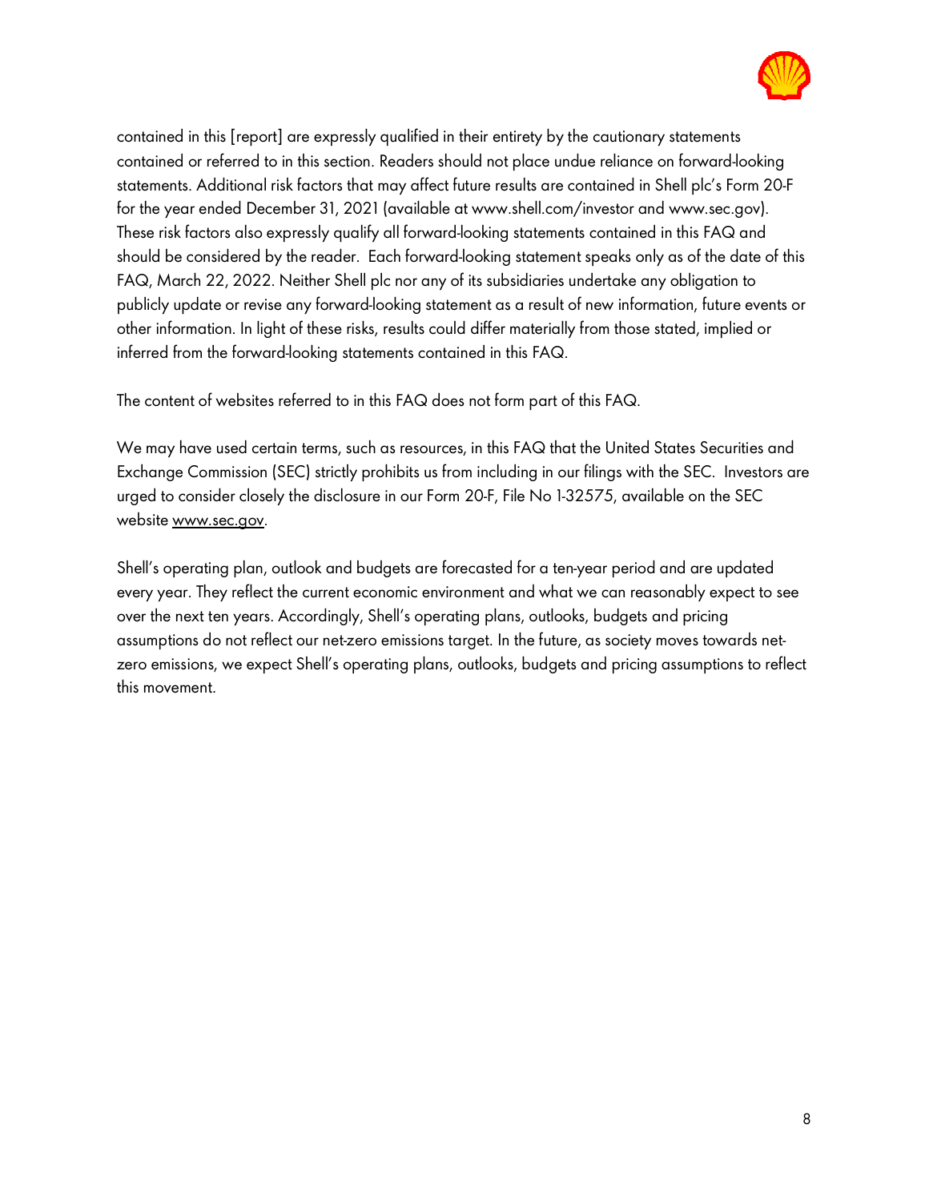contained in this [report] are expressly qualified in their entirety by the cautionary statements contained or referred to in this section. Readers should not place undue reliance on forward-looking statements. Additional risk factors that may affect future results are contained in Shell plc's Form 20-F for the year ended December 31, 2021 (available at www.shell.com/investor and www.sec.gov). These risk factors also expressly qualify all forward-looking statements contained in this FAQ and should be considered by the reader. Each forward-looking statement speaks only as of the date of this FAQ, March 22, 2022. Neither Shell plc nor any of its subsidiaries undertake any obligation to publicly update or revise any forward-looking statement as a result of new information, future events or other information. In light of these risks, results could differ materially from those stated, implied or inferred from the forward-looking statements contained in this FAQ.

The content of websites referred to in this FAQ does not form part of this FAQ.

We may have used certain terms, such as resources, in this FAQ that the United States Securities and Exchange Commission (SEC) strictly prohibits us from including in our filings with the SEC. Investors are urged to consider closely the disclosure in our Form 20-F, File No 1-32575, available on the SEC website www.sec.gov.

Shell's operating plan, outlook and budgets are forecasted for a ten-year period and are updated every year. They reflect the current economic environment and what we can reasonably expect to see over the next ten years. Accordingly, Shell's operating plans, outlooks, budgets and pricing assumptions do not reflect our net-zero emissions target. In the future, as society moves towards net-zero emissions, we expect Shell's operating plans, outlooks, budgets and pricing assumptions to reflect this movement.